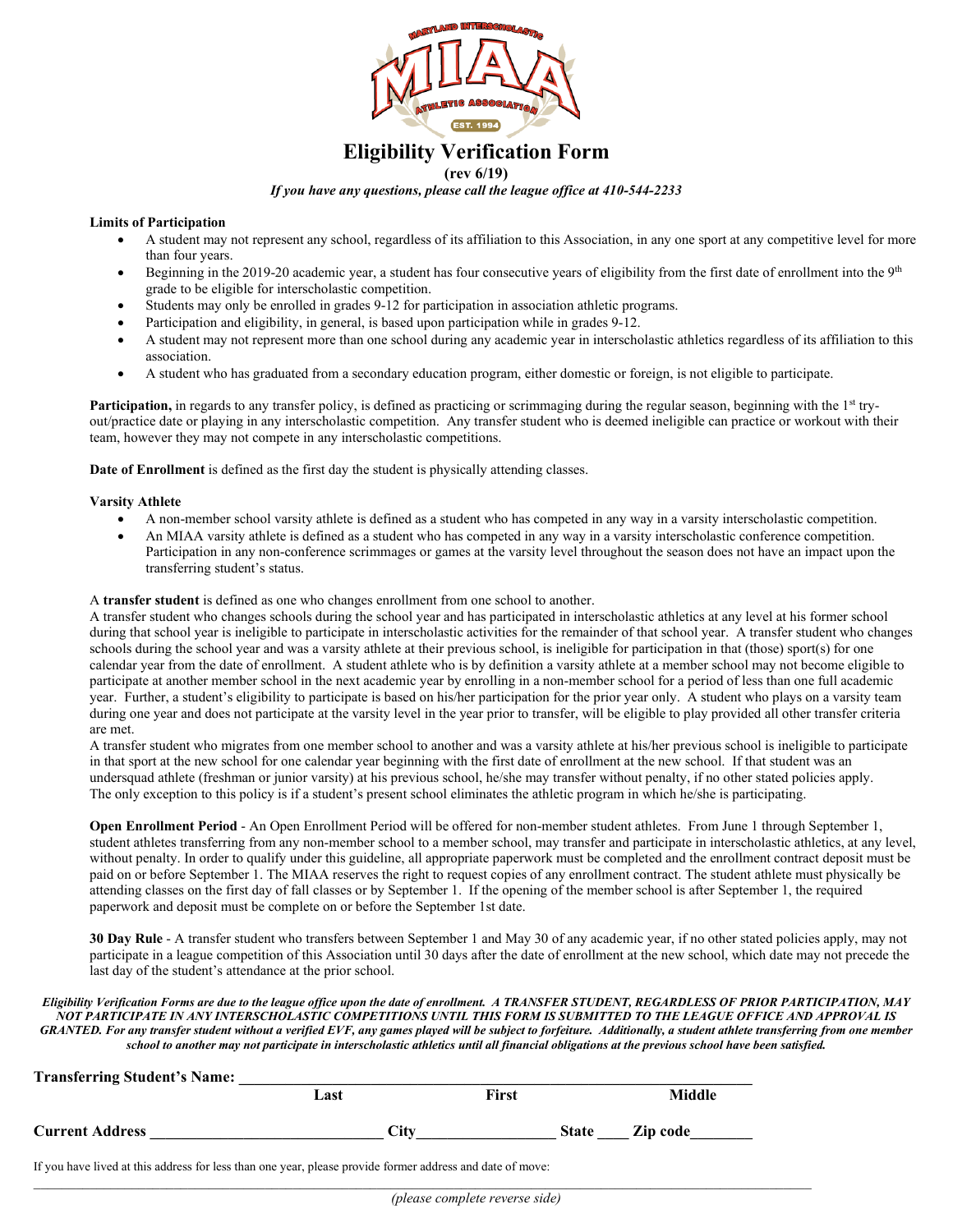# Eligibility Verification Form

**(rev 6/19)**

*If you have any questions, please call the league office at 410-544-2233*

**Limits of Participation**

- A student may not represent any school, regardless of its affiliation to this Association, in any one sport at any competitive level for more than four years.
- Beginning in the 2019-20 academic year, a student has four consecutive years of eligibility from the first date of enrollment into the 9th grade to be eligible for interscholastic competition.
- Students may only be enrolled in grades 9-12 for participation in association athletic programs.
- Participation and eligibility, in general, is based upon participation while in grades 9-12.
- A student may not represent more than one school during any academic year in interscholastic athletics regardless of its affiliation to this association.
- A student who has graduated from a secondary education program, either domestic or foreign, is not eligible to participate.

**Participation,** in regards to any transfer policy, is defined as practicing or scrimmaging during the regular season, beginning with the 1st try-out/practice date or playing in any interscholastic competition. Any transfer student who is deemed ineligible can practice or workout with their team, however they may not compete in any interscholastic competitions.

**Date of Enrollment** is defined as the first day the student is physically attending classes.

**Varsity Athlete**

- A non-member school varsity athlete is defined as a student who has competed in any way in a varsity interscholastic competition.
- An MIAA varsity athlete is defined as a student who has competed in any way in a varsity interscholastic conference competition. Participation in any non-conference scrimmages or games at the varsity level throughout the season does not have an impact upon the transferring student's status.

A **transfer student** is defined as one who changes enrollment from one school to another.
A transfer student who changes schools during the school year and has participated in interscholastic athletics at any level at his former school during that school year is ineligible to participate in interscholastic activities for the remainder of that school year. A transfer student who changes schools during the school year and was a varsity athlete at their previous school, is ineligible for participation in that (those) sport(s) for one calendar year from the date of enrollment. A student athlete who is by definition a varsity athlete at a member school may not become eligible to participate at another member school in the next academic year by enrolling in a non-member school for a period of less than one full academic year. Further, a student's eligibility to participate is based on his/her participation for the prior year only. A student who plays on a varsity team during one year and does not participate at the varsity level in the year prior to transfer, will be eligible to play provided all other transfer criteria are met.
A transfer student who migrates from one member school to another and was a varsity athlete at his/her previous school is ineligible to participate in that sport at the new school for one calendar year beginning with the first date of enrollment at the new school. If that student was an undersquad athlete (freshman or junior varsity) at his previous school, he/she may transfer without penalty, if no other stated policies apply. The only exception to this policy is if a student's present school eliminates the athletic program in which he/she is participating.

**Open Enrollment Period** - An Open Enrollment Period will be offered for non-member student athletes. From June 1 through September 1, student athletes transferring from any non-member school to a member school, may transfer and participate in interscholastic athletics, at any level, without penalty. In order to qualify under this guideline, all appropriate paperwork must be completed and the enrollment contract deposit must be paid on or before September 1. The MIAA reserves the right to request copies of any enrollment contract. The student athlete must physically be attending classes on the first day of fall classes or by September 1. If the opening of the member school is after September 1, the required paperwork and deposit must be complete on or before the September 1st date.

**30 Day Rule** - A transfer student who transfers between September 1 and May 30 of any academic year, if no other stated policies apply, may not participate in a league competition of this Association until 30 days after the date of enrollment at the new school, which date may not precede the last day of the student's attendance at the prior school.

***Eligibility Verification Forms are due to the league office upon the date of enrollment. A TRANSFER STUDENT, REGARDLESS OF PRIOR PARTICIPATION, MAY NOT PARTICIPATE IN ANY INTERSCHOLASTIC COMPETITIONS UNTIL THIS FORM IS SUBMITTED TO THE LEAGUE OFFICE AND APPROVAL IS GRANTED. For any transfer student without a verified EVF, any games played will be subject to forfeiture. Additionally, a student athlete transferring from one member school to another may not participate in interscholastic athletics until all financial obligations at the previous school have been satisfied.***

**Transferring Student's Name:** ________________________________________________

**Last** **First** **Middle**

**Current Address** ____________________________ **City**________________ **State** ____ **Zip code**_______

If you have lived at this address for less than one year, please provide former address and date of move:

______________________________________________________________________________

*(please complete reverse side)*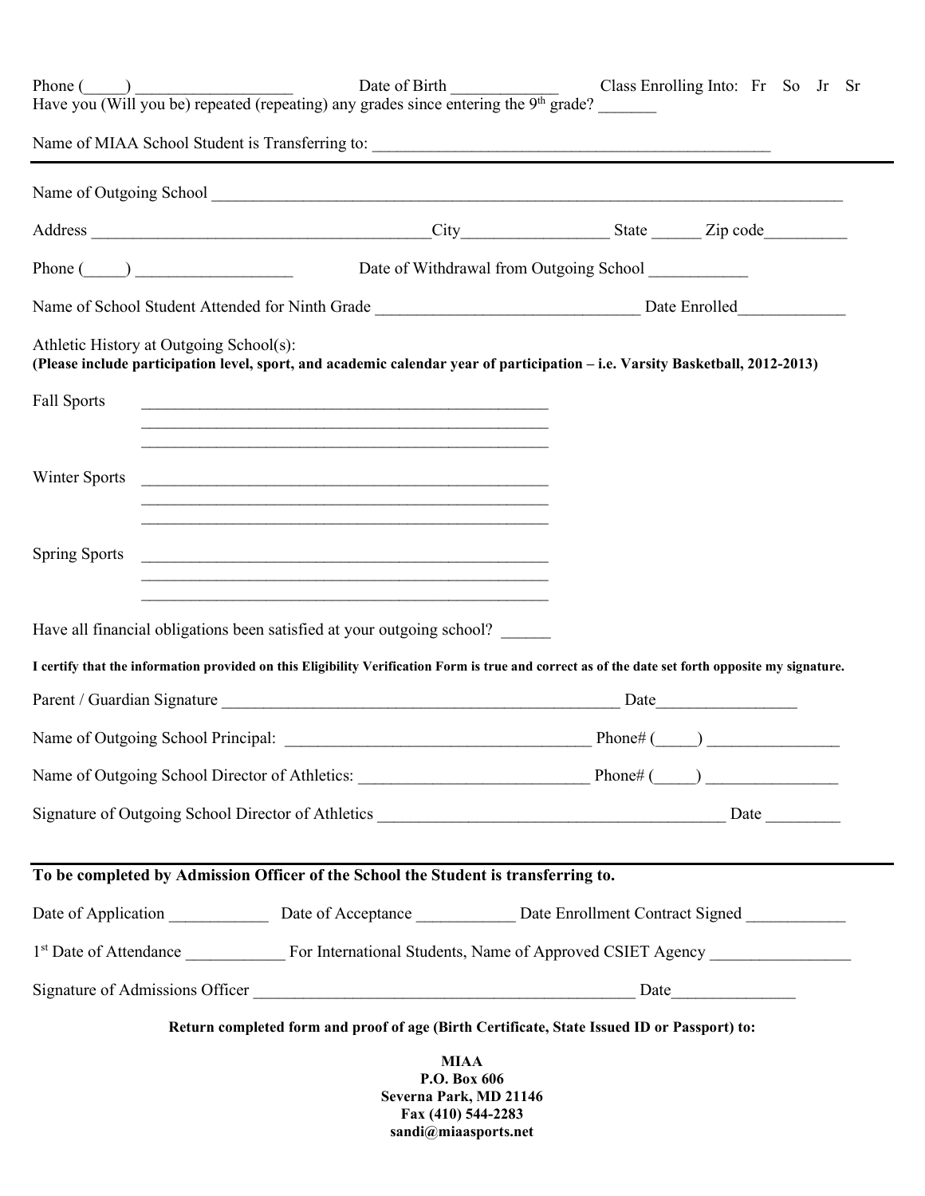Phone (_____) ___________________ Date of Birth _____________ Class Enrolling Into: Fr So Jr Sr

Have you (Will you be) repeated (repeating) any grades since entering the 9th grade? _______

Name of MIAA School Student is Transferring to: _________________________________________________

---

Name of Outgoing School ________________________________________________________________________________

Address __________________________________________City__________________ State ______ Zip code__________

Phone (_____) ___________________ Date of Withdrawal from Outgoing School ____________

Name of School Student Attended for Ninth Grade ________________________________ Date Enrolled_____________

Athletic History at Outgoing School(s):

**(Please include participation level, sport, and academic calendar year of participation – i.e. Varsity Basketball, 2012-2013)**

Fall Sports ___________________________________________________

___________________________________________________

___________________________________________________

Winter Sports ___________________________________________________

___________________________________________________

___________________________________________________

Spring Sports ___________________________________________________

___________________________________________________

___________________________________________________

Have all financial obligations been satisfied at your outgoing school? ______

**I certify that the information provided on this Eligibility Verification Form is true and correct as of the date set forth opposite my signature.**

Parent / Guardian Signature ___________________________________________________ Date_________________

Name of Outgoing School Principal: _____________________________________ Phone# (_____) ________________

Name of Outgoing School Director of Athletics: ___________________________ Phone# (_____) ________________

Signature of Outgoing School Director of Athletics __________________________________________ Date _________

---

**To be completed by Admission Officer of the School the Student is transferring to.**

Date of Application ____________ Date of Acceptance ____________ Date Enrollment Contract Signed ____________

1st Date of Attendance ____________ For International Students, Name of Approved CSIET Agency _________________

Signature of Admissions Officer ______________________________________________ Date_______________

**Return completed form and proof of age (Birth Certificate, State Issued ID or Passport) to:**

**MIAA**
**P.O. Box 606**
**Severna Park, MD 21146**
**Fax (410) 544-2283**
**sandi@miaasports.net**